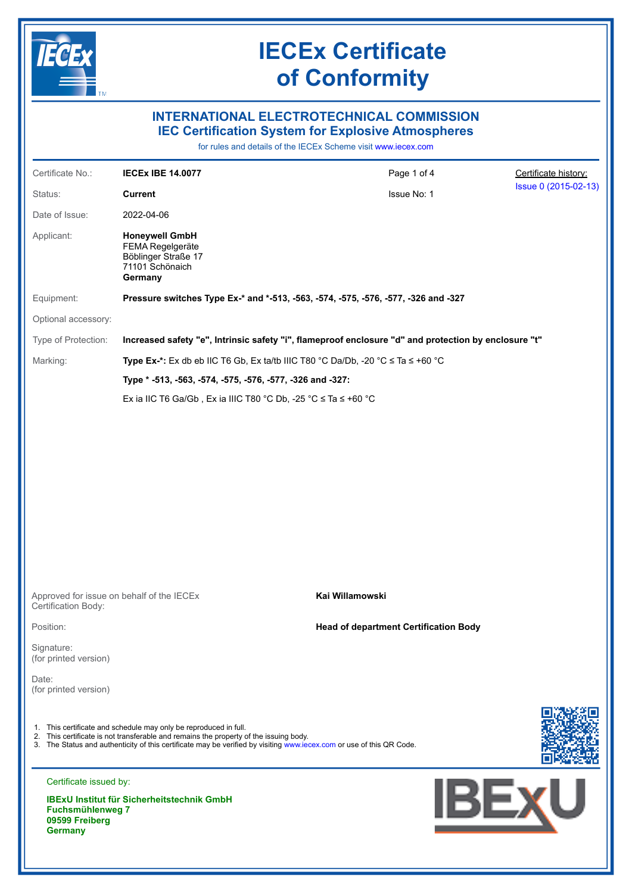# IECEx Certificate of Conformity

## INTERNATIONAL ELECTROTECHNICAL COMMISSION
## IEC Certification System for Explosive Atmospheres

for rules and details of the IECEx Scheme visit www.iecex.com

| | | | |
|---|---|---|---|
| Certificate No.: | **IECEx IBE 14.0077** | Page 1 of 4 | Certificate history: |
| Status: | **Current** | Issue No: 1 | Issue 0 (2015-02-13) |
| Date of Issue: | 2022-04-06 | | |

Applicant: **Honeywell GmbH**
FEMA Regelgeräte
Böblinger Straße 17
71101 Schönaich
**Germany**

Equipment: **Pressure switches Type Ex-\* and \*-513, -563, -574, -575, -576, -577, -326 and -327**

Optional accessory:

Type of Protection: **Increased safety "e", Intrinsic safety "i", flameproof enclosure "d" and protection by enclosure "t"**

Marking: **Type Ex-\*:** Ex db eb IIC T6 Gb, Ex ta/tb IIIC T80 °C Da/Db, -20 °C ≤ Ta ≤ +60 °C

**Type \* -513, -563, -574, -575, -576, -577, -326 and -327:**

Ex ia IIC T6 Ga/Gb , Ex ia IIIC T80 °C Db, -25 °C ≤ Ta ≤ +60 °C

Approved for issue on behalf of the IECEx Certification Body: **Kai Willamowski**

Position: **Head of department Certification Body**

Signature:
(for printed version)

Date:
(for printed version)

1. This certificate and schedule may only be reproduced in full.
2. This certificate is not transferable and remains the property of the issuing body.
3. The Status and authenticity of this certificate may be verified by visiting www.iecex.com or use of this QR Code.

Certificate issued by:

**IBExU Institut für Sicherheitstechnik GmbH**
**Fuchsmühlenweg 7**
**09599 Freiberg**
**Germany**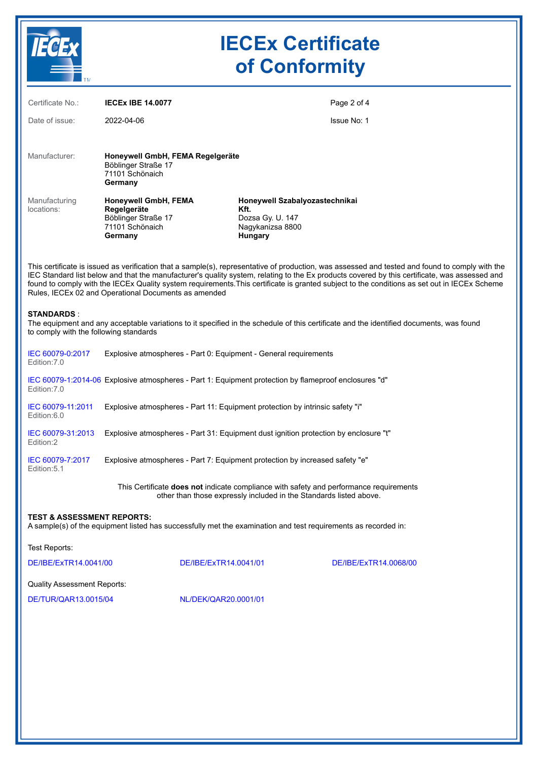# IECEx Certificate of Conformity

| | | |
|---|---|---|
| Certificate No.: | **IECEx IBE 14.0077** | |
| Date of issue: | 2022-04-06 | Issue No: 1 |

Manufacturer: **Honeywell GmbH, FEMA Regelgeräte**
Böblinger Straße 17
71101 Schönaich
**Germany**

Manufacturing locations:

**Honeywell GmbH, FEMA Regelgeräte**
Böblinger Straße 17
71101 Schönaich
**Germany**

**Honeywell Szabalyozastechnikai Kft.**
Dozsa Gy. U. 147
Nagykanizsa 8800
**Hungary**

This certificate is issued as verification that a sample(s), representative of production, was assessed and tested and found to comply with the IEC Standard list below and that the manufacturer's quality system, relating to the Ex products covered by this certificate, was assessed and found to comply with the IECEx Quality system requirements.This certificate is granted subject to the conditions as set out in IECEx Scheme Rules, IECEx 02 and Operational Documents as amended

**STANDARDS** :
The equipment and any acceptable variations to it specified in the schedule of this certificate and the identified documents, was found to comply with the following standards

| Standard | Title |
|---|---|
| IEC 60079-0:2017 Edition:7.0 | Explosive atmospheres - Part 0: Equipment - General requirements |
| IEC 60079-1:2014-06 Edition:7.0 | Explosive atmospheres - Part 1: Equipment protection by flameproof enclosures "d" |
| IEC 60079-11:2011 Edition:6.0 | Explosive atmospheres - Part 11: Equipment protection by intrinsic safety "i" |
| IEC 60079-31:2013 Edition:2 | Explosive atmospheres - Part 31: Equipment dust ignition protection by enclosure "t" |
| IEC 60079-7:2017 Edition:5.1 | Explosive atmospheres - Part 7: Equipment protection by increased safety "e" |

This Certificate **does not** indicate compliance with safety and performance requirements other than those expressly included in the Standards listed above.

**TEST & ASSESSMENT REPORTS:**
A sample(s) of the equipment listed has successfully met the examination and test requirements as recorded in:

Test Reports:

DE/IBE/ExTR14.0041/00    DE/IBE/ExTR14.0041/01    DE/IBE/ExTR14.0068/00

Quality Assessment Reports:

DE/TUR/QAR13.0015/04    NL/DEK/QAR20.0001/01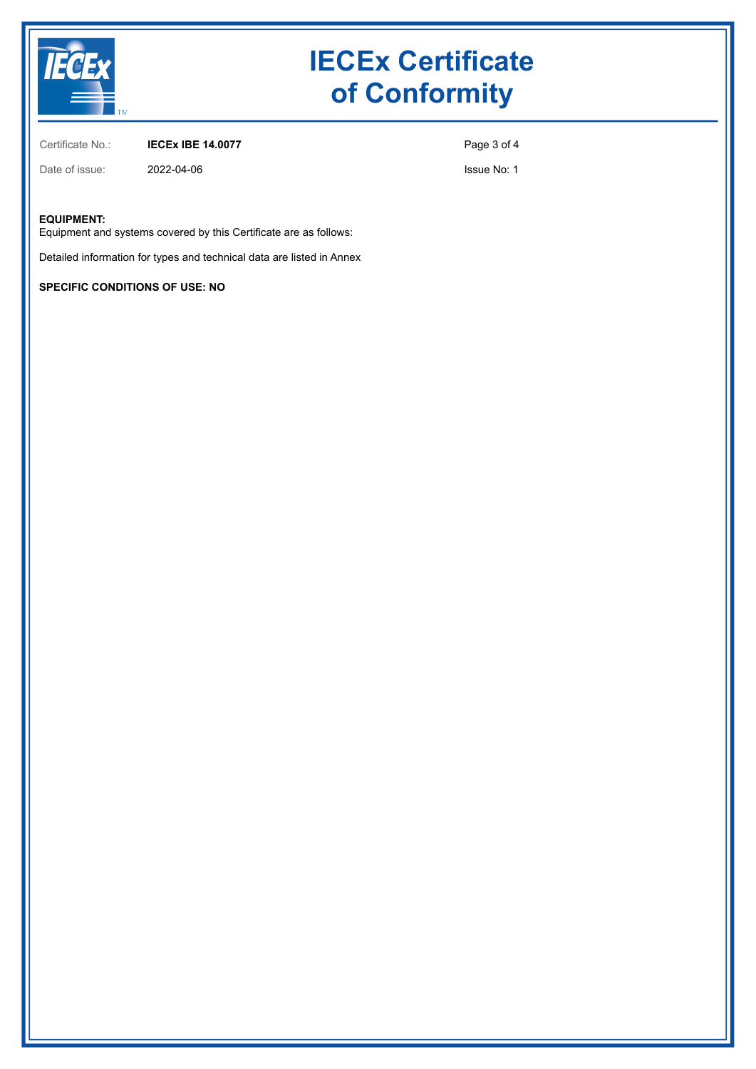# IECEx Certificate of Conformity

| | | |
|---|---|---|
| Certificate No.: | **IECEx IBE 14.0077** | |
| Date of issue: | 2022-04-06 | Issue No: 1 |

**EQUIPMENT:**
Equipment and systems covered by this Certificate are as follows:

Detailed information for types and technical data are listed in Annex

**SPECIFIC CONDITIONS OF USE: NO**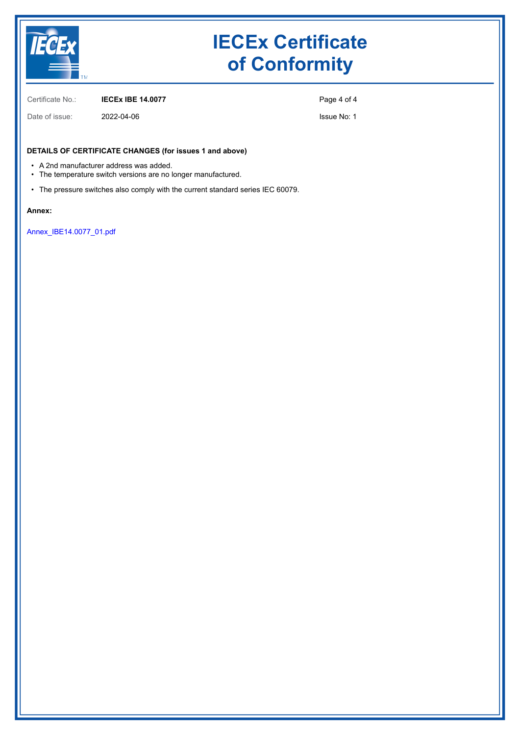# IECEx Certificate of Conformity

| | | |
|---|---|---|
| Certificate No.: | **IECEx IBE 14.0077** | |
| Date of issue: | 2022-04-06 | Issue No: 1 |

**DETAILS OF CERTIFICATE CHANGES (for issues 1 and above)**

- A 2nd manufacturer address was added.
- The temperature switch versions are no longer manufactured.
- The pressure switches also comply with the current standard series IEC 60079.

**Annex:**

Annex_IBE14.0077_01.pdf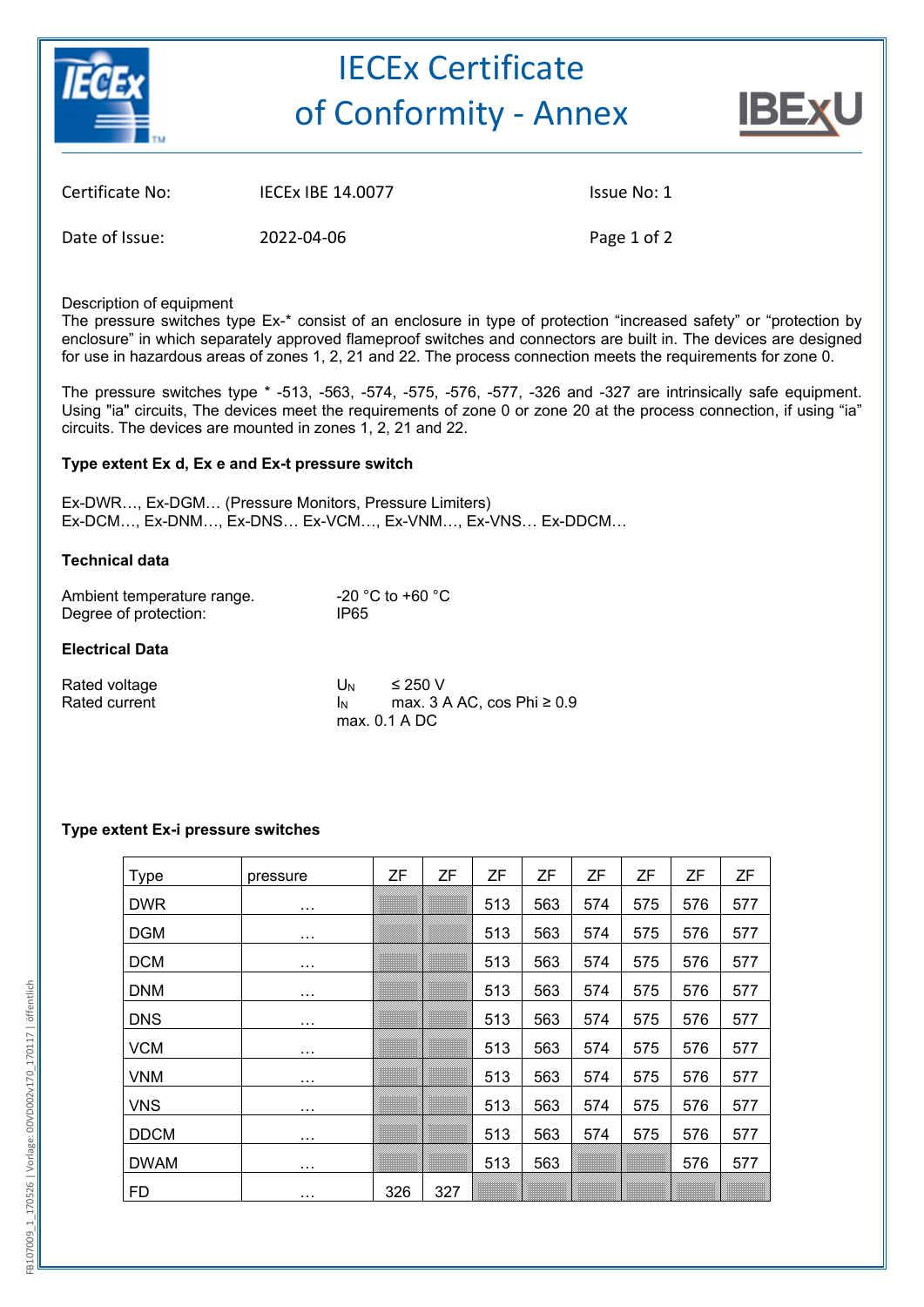# IECEx Certificate of Conformity - Annex

| | | |
|---|---|---|
| Certificate No: | IECEx IBE 14.0077 | Issue No: 1 |
| Date of Issue: | 2022-04-06 | |

Description of equipment

The pressure switches type Ex-* consist of an enclosure in type of protection "increased safety" or "protection by enclosure" in which separately approved flameproof switches and connectors are built in. The devices are designed for use in hazardous areas of zones 1, 2, 21 and 22. The process connection meets the requirements for zone 0.

The pressure switches type * -513, -563, -574, -575, -576, -577, -326 and -327 are intrinsically safe equipment. Using "ia" circuits, The devices meet the requirements of zone 0 or zone 20 at the process connection, if using "ia" circuits. The devices are mounted in zones 1, 2, 21 and 22.

**Type extent Ex d, Ex e and Ex-t pressure switch**

Ex-DWR…, Ex-DGM… (Pressure Monitors, Pressure Limiters)
Ex-DCM…, Ex-DNM…, Ex-DNS… Ex-VCM…, Ex-VNM…, Ex-VNS… Ex-DDCM…

**Technical data**

| | |
|---|---|
| Ambient temperature range. | -20 °C to +60 °C |
| Degree of protection: | IP65 |

**Electrical Data**

| | | |
|---|---|---|
| Rated voltage | $U_N$ | ≤ 250 V |
| Rated current | $I_N$ | max. 3 A AC, cos Phi ≥ 0.9 |
| | | max. 0.1 A DC |

**Type extent Ex-i pressure switches**

| Type | pressure | ZF | ZF | ZF | ZF | ZF | ZF | ZF | ZF |
|---|---|---|---|---|---|---|---|---|---|
| DWR | … | | | 513 | 563 | 574 | 575 | 576 | 577 |
| DGM | … | | | 513 | 563 | 574 | 575 | 576 | 577 |
| DCM | … | | | 513 | 563 | 574 | 575 | 576 | 577 |
| DNM | … | | | 513 | 563 | 574 | 575 | 576 | 577 |
| DNS | … | | | 513 | 563 | 574 | 575 | 576 | 577 |
| VCM | … | | | 513 | 563 | 574 | 575 | 576 | 577 |
| VNM | … | | | 513 | 563 | 574 | 575 | 576 | 577 |
| VNS | … | | | 513 | 563 | 574 | 575 | 576 | 577 |
| DDCM | … | | | 513 | 563 | 574 | 575 | 576 | 577 |
| DWAM | … | | | 513 | 563 | | | 576 | 577 |
| FD | … | 326 | 327 | | | | | | |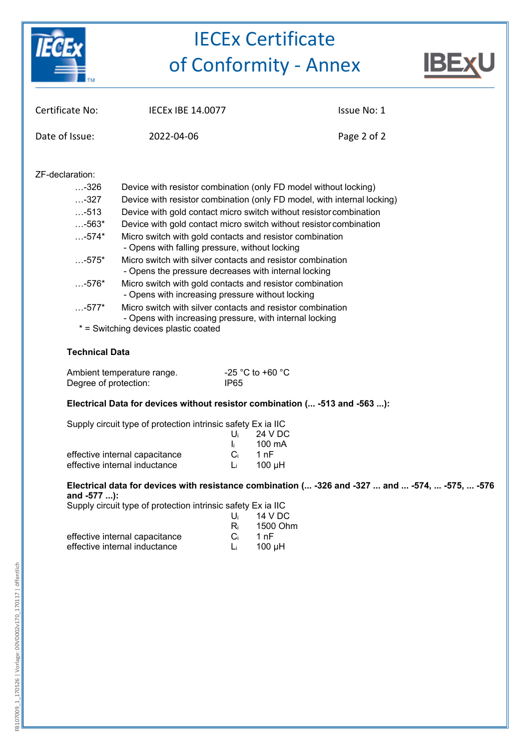# IECEx Certificate of Conformity - Annex

| | | |
|---|---|---|
| Certificate No: | IECEx IBE 14.0077 | Issue No: 1 |
| Date of Issue: | 2022-04-06 | |

ZF-declaration:

| | |
|---|---|
| …-326 | Device with resistor combination (only FD model without locking) |
| …-327 | Device with resistor combination (only FD model, with internal locking) |
| …-513 | Device with gold contact micro switch without resistor combination |
| …-563* | Device with gold contact micro switch without resistor combination |
| …-574* | Micro switch with gold contacts and resistor combination<br>- Opens with falling pressure, without locking |
| …-575* | Micro switch with silver contacts and resistor combination<br>- Opens the pressure decreases with internal locking |
| …-576* | Micro switch with gold contacts and resistor combination<br>- Opens with increasing pressure without locking |
| …-577* | Micro switch with silver contacts and resistor combination<br>- Opens with increasing pressure, with internal locking |

\* = Switching devices plastic coated

**Technical Data**

| | |
|---|---|
| Ambient temperature range. | -25 °C to +60 °C |
| Degree of protection: | IP65 |

**Electrical Data for devices without resistor combination (... -513 and -563 ...):**

Supply circuit type of protection intrinsic safety Ex ia IIC

| | | |
|---|---|---|
| | $U_i$ | 24 V DC |
| | $I_i$ | 100 mA |
| effective internal capacitance | $C_i$ | 1 nF |
| effective internal inductance | $L_i$ | 100 µH |

**Electrical data for devices with resistance combination (... -326 and -327 ... and ... -574, ... -575, ... -576 and -577 ...):**

Supply circuit type of protection intrinsic safety Ex ia IIC

| | | |
|---|---|---|
| | $U_i$ | 14 V DC |
| | $R_i$ | 1500 Ohm |
| effective internal capacitance | $C_i$ | 1 nF |
| effective internal inductance | $L_i$ | 100 µH |